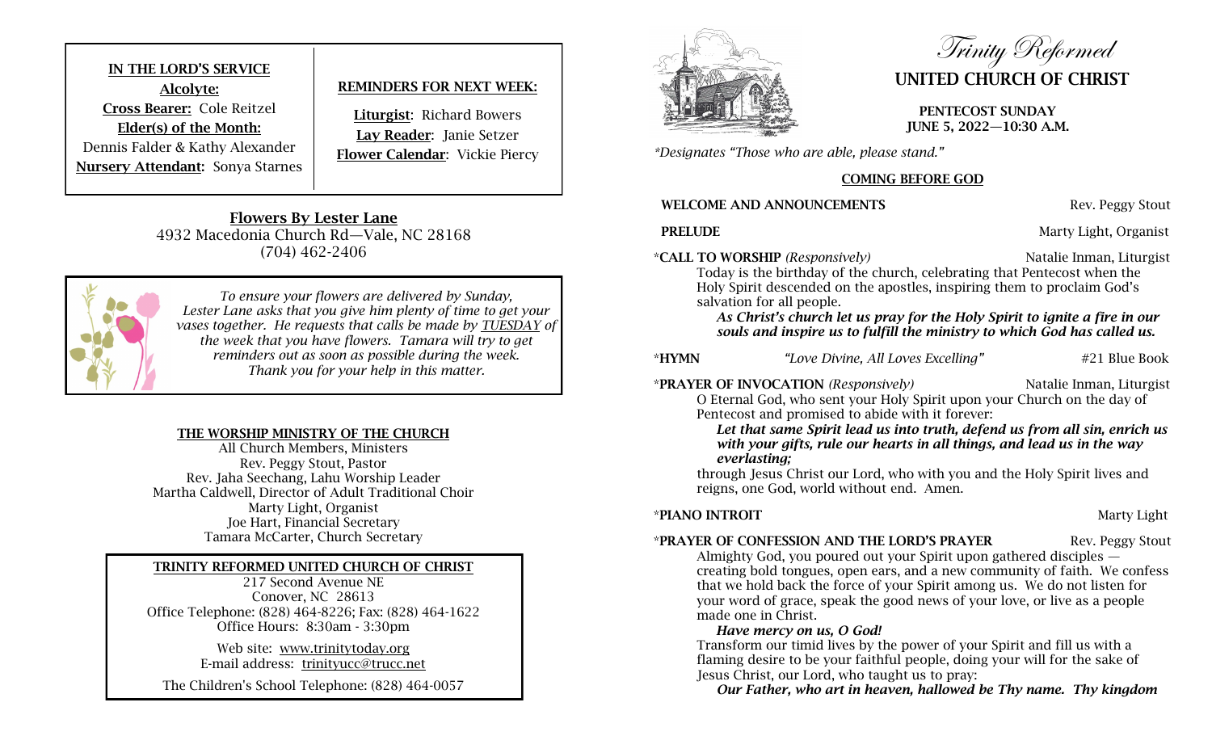**IN THE LORD'S SERVICE**

**Alcolyte:**

**Cross Bearer:** Cole Reitzel

**Elder(s) of the Month:**

Dennis Falder & Kathy Alexander

**Nursery Attendant:** Sonya Starnes

**REMINDERS FOR NEXT WEEK:**

**Liturgist**: Richard Bowers

**Lay Reader**: Janie Setzer

**Flower Calendar**: Vickie Piercy

**Flowers By Lester Lane**

4932 Macedonia Church Rd—Vale, NC 28168

(704) 462-2406

*To ensure your flowers are delivered by Sunday, Lester Lane asks that you give him plenty of time to get your vases together. He requests that calls be made by TUESDAY of the week that you have flowers. Tamara will try to get reminders out as soon as possible during the week. Thank you for your help in this matter.*

**THE WORSHIP MINISTRY OF THE CHURCH**

All Church Members, Ministers

Rev. Peggy Stout, Pastor

Rev. Jaha Seechang, Lahu Worship Leader

Martha Caldwell, Director of Adult Traditional Choir

Marty Light, Organist

Joe Hart, Financial Secretary

Tamara McCarter, Church Secretary

**TRINITY REFORMED UNITED CHURCH OF CHRIST**

217 Second Avenue NE

Conover, NC 28613

Office Telephone: (828) 464-8226; Fax: (828) 464-1622

Office Hours: 8:30am - 3:30pm

Web site: www.trinitytoday.org

E-mail address: trinityucc@trucc.net

The Children's School Telephone: (828) 464-0057

# *Trinity Reformed*
# UNITED CHURCH OF CHRIST

**PENTECOST SUNDAY**
**JUNE 5, 2022—10:30 A.M.**

*\*Designates "Those who are able, please stand."*

## COMING BEFORE GOD

**WELCOME AND ANNOUNCEMENTS** — Rev. Peggy Stout

**PRELUDE** — Marty Light, Organist

\***CALL TO WORSHIP** *(Responsively)* — Natalie Inman, Liturgist

Today is the birthday of the church, celebrating that Pentecost when the Holy Spirit descended on the apostles, inspiring them to proclaim God's salvation for all people.

***As Christ's church let us pray for the Holy Spirit to ignite a fire in our souls and inspire us to fulfill the ministry to which God has called us.***

\***HYMN** *"Love Divine, All Loves Excelling"* — #21 Blue Book

\***PRAYER OF INVOCATION** *(Responsively)* — Natalie Inman, Liturgist

O Eternal God, who sent your Holy Spirit upon your Church on the day of Pentecost and promised to abide with it forever:

***Let that same Spirit lead us into truth, defend us from all sin, enrich us with your gifts, rule our hearts in all things, and lead us in the way everlasting;***

through Jesus Christ our Lord, who with you and the Holy Spirit lives and reigns, one God, world without end. Amen.

\***PIANO INTROIT** — Marty Light

\***PRAYER OF CONFESSION AND THE LORD'S PRAYER** — Rev. Peggy Stout

Almighty God, you poured out your Spirit upon gathered disciples — creating bold tongues, open ears, and a new community of faith. We confess that we hold back the force of your Spirit among us. We do not listen for your word of grace, speak the good news of your love, or live as a people made one in Christ.

***Have mercy on us, O God!***

Transform our timid lives by the power of your Spirit and fill us with a flaming desire to be your faithful people, doing your will for the sake of Jesus Christ, our Lord, who taught us to pray:

***Our Father, who art in heaven, hallowed be Thy name. Thy kingdom***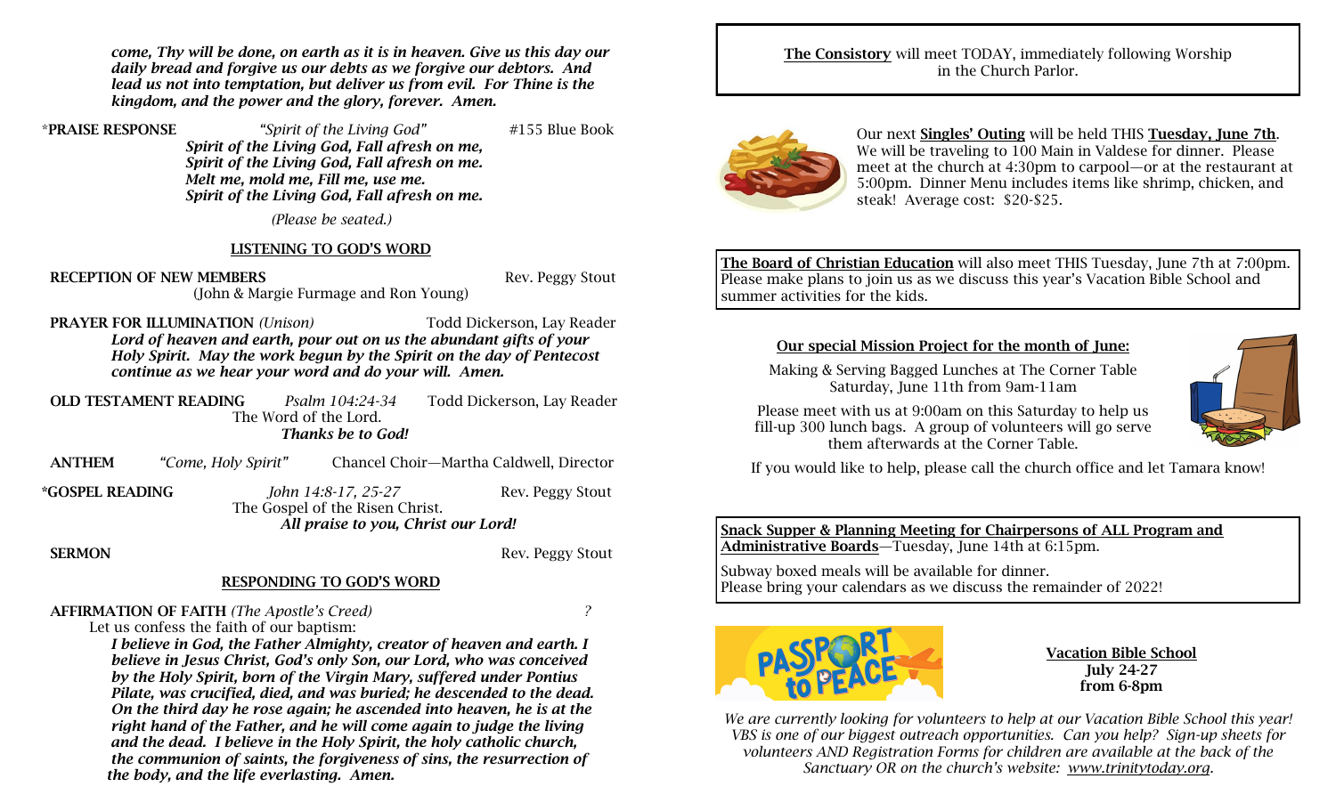***come, Thy will be done, on earth as it is in heaven. Give us this day our daily bread and forgive us our debts as we forgive our debtors. And lead us not into temptation, but deliver us from evil. For Thine is the kingdom, and the power and the glory, forever. Amen.***

\***PRAISE RESPONSE** *"Spirit of the Living God"* #155 Blue Book

***Spirit of the Living God, Fall afresh on me,***
***Spirit of the Living God, Fall afresh on me.***
***Melt me, mold me, Fill me, use me.***
***Spirit of the Living God, Fall afresh on me.***

*(Please be seated.)*

## LISTENING TO GOD'S WORD

**RECEPTION OF NEW MEMBERS** Rev. Peggy Stout
(John & Margie Furmage and Ron Young)

**PRAYER FOR ILLUMINATION** *(Unison)* Todd Dickerson, Lay Reader
***Lord of heaven and earth, pour out on us the abundant gifts of your Holy Spirit. May the work begun by the Spirit on the day of Pentecost continue as we hear your word and do your will. Amen.***

**OLD TESTAMENT READING** *Psalm 104:24-34* Todd Dickerson, Lay Reader
The Word of the Lord.
***Thanks be to God!***

**ANTHEM** *"Come, Holy Spirit"* Chancel Choir—Martha Caldwell, Director

\***GOSPEL READING** *John 14:8-17, 25-27* Rev. Peggy Stout
The Gospel of the Risen Christ.
***All praise to you, Christ our Lord!***

**SERMON** Rev. Peggy Stout

## RESPONDING TO GOD'S WORD

**AFFIRMATION OF FAITH** *(The Apostle's Creed)* ?
Let us confess the faith of our baptism:
***I believe in God, the Father Almighty, creator of heaven and earth. I believe in Jesus Christ, God's only Son, our Lord, who was conceived by the Holy Spirit, born of the Virgin Mary, suffered under Pontius Pilate, was crucified, died, and was buried; he descended to the dead. On the third day he rose again; he ascended into heaven, he is at the right hand of the Father, and he will come again to judge the living and the dead. I believe in the Holy Spirit, the holy catholic church, the communion of saints, the forgiveness of sins, the resurrection of the body, and the life everlasting. Amen.***

---

**The Consistory** will meet TODAY, immediately following Worship in the Church Parlor.

Our next **Singles' Outing** will be held THIS **Tuesday, June 7th**. We will be traveling to 100 Main in Valdese for dinner. Please meet at the church at 4:30pm to carpool—or at the restaurant at 5:00pm. Dinner Menu includes items like shrimp, chicken, and steak! Average cost: $20-$25.

**The Board of Christian Education** will also meet THIS Tuesday, June 7th at 7:00pm. Please make plans to join us as we discuss this year's Vacation Bible School and summer activities for the kids.

**Our special Mission Project for the month of June:**

Making & Serving Bagged Lunches at The Corner Table
Saturday, June 11th from 9am-11am

Please meet with us at 9:00am on this Saturday to help us fill-up 300 lunch bags. A group of volunteers will go serve them afterwards at the Corner Table.

If you would like to help, please call the church office and let Tamara know!

**Snack Supper & Planning Meeting for Chairpersons of ALL Program and Administrative Boards**—Tuesday, June 14th at 6:15pm.

Subway boxed meals will be available for dinner.
Please bring your calendars as we discuss the remainder of 2022!

PASSPORT to PEACE

**Vacation Bible School**
**July 24-27**
**from 6-8pm**

*We are currently looking for volunteers to help at our Vacation Bible School this year! VBS is one of our biggest outreach opportunities. Can you help? Sign-up sheets for volunteers AND Registration Forms for children are available at the back of the Sanctuary OR on the church's website: www.trinitytoday.org.*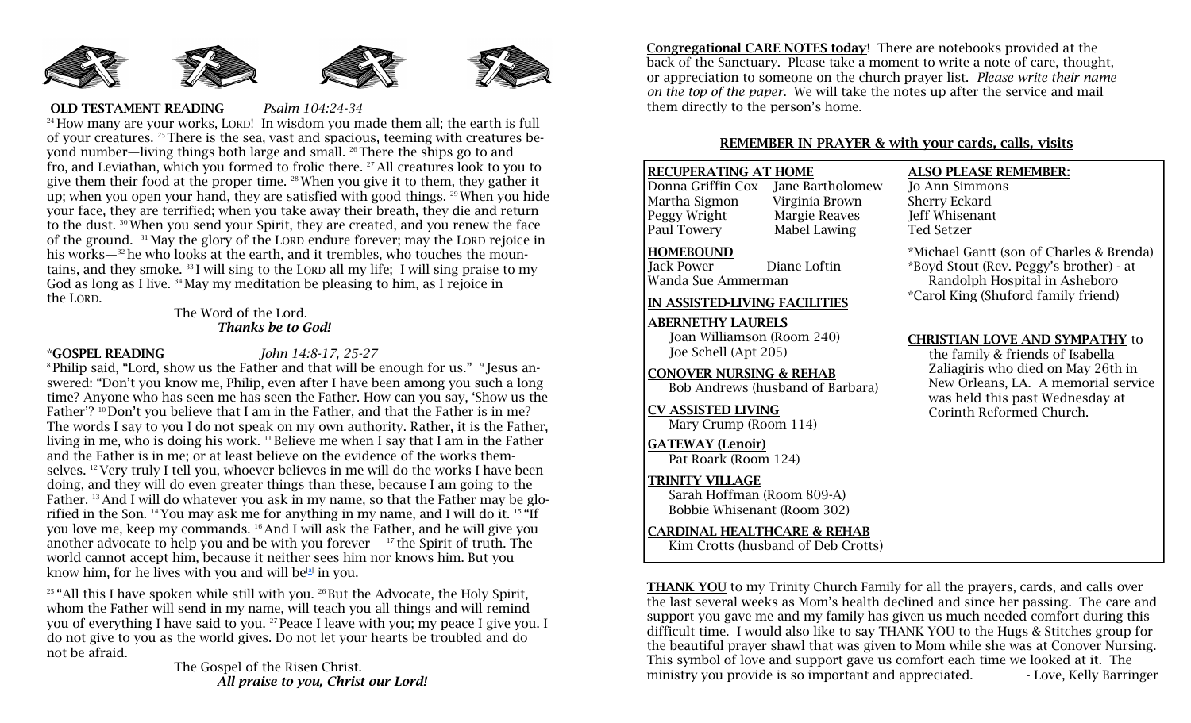**OLD TESTAMENT READING** *Psalm 104:24-34*

[24] How many are your works, LORD! In wisdom you made them all; the earth is full of your creatures. [25] There is the sea, vast and spacious, teeming with creatures beyond number—living things both large and small. [26] There the ships go to and fro, and Leviathan, which you formed to frolic there. [27] All creatures look to you to give them their food at the proper time. [28] When you give it to them, they gather it up; when you open your hand, they are satisfied with good things. [29] When you hide your face, they are terrified; when you take away their breath, they die and return to the dust. [30] When you send your Spirit, they are created, and you renew the face of the ground. [31] May the glory of the LORD endure forever; may the LORD rejoice in his works—[32] he who looks at the earth, and it trembles, who touches the mountains, and they smoke. [33] I will sing to the LORD all my life; I will sing praise to my God as long as I live. [34] May my meditation be pleasing to him, as I rejoice in the LORD.

The Word of the Lord.
***Thanks be to God!***

\***GOSPEL READING** *John 14:8-17, 25-27*

[8] Philip said, "Lord, show us the Father and that will be enough for us." [9] Jesus answered: "Don't you know me, Philip, even after I have been among you such a long time? Anyone who has seen me has seen the Father. How can you say, 'Show us the Father'? [10] Don't you believe that I am in the Father, and that the Father is in me? The words I say to you I do not speak on my own authority. Rather, it is the Father, living in me, who is doing his work. [11] Believe me when I say that I am in the Father and the Father is in me; or at least believe on the evidence of the works themselves. [12] Very truly I tell you, whoever believes in me will do the works I have been doing, and they will do even greater things than these, because I am going to the Father. [13] And I will do whatever you ask in my name, so that the Father may be glorified in the Son. [14] You may ask me for anything in my name, and I will do it. [15] "If you love me, keep my commands. [16] And I will ask the Father, and he will give you another advocate to help you and be with you forever— [17] the Spirit of truth. The world cannot accept him, because it neither sees him nor knows him. But you know him, for he lives with you and will be[a] in you.

[25] "All this I have spoken while still with you. [26] But the Advocate, the Holy Spirit, whom the Father will send in my name, will teach you all things and will remind you of everything I have said to you. [27] Peace I leave with you; my peace I give you. I do not give to you as the world gives. Do not let your hearts be troubled and do not be afraid.

The Gospel of the Risen Christ.
***All praise to you, Christ our Lord!***

**Congregational CARE NOTES today**! There are notebooks provided at the back of the Sanctuary. Please take a moment to write a note of care, thought, or appreciation to someone on the church prayer list. *Please write their name on the top of the paper.* We will take the notes up after the service and mail them directly to the person's home.

## REMEMBER IN PRAYER & with your cards, calls, visits

**RECUPERATING AT HOME**

Donna Griffin Cox, Jane Bartholomew
Martha Sigmon, Virginia Brown
Peggy Wright, Margie Reaves
Paul Towery, Mabel Lawing

**HOMEBOUND**

Jack Power, Diane Loftin
Wanda Sue Ammerman

**IN ASSISTED-LIVING FACILITIES**

**ABERNETHY LAURELS**
Joan Williamson (Room 240)
Joe Schell (Apt 205)

**CONOVER NURSING & REHAB**
Bob Andrews (husband of Barbara)

**CV ASSISTED LIVING**
Mary Crump (Room 114)

**GATEWAY (Lenoir)**
Pat Roark (Room 124)

**TRINITY VILLAGE**
Sarah Hoffman (Room 809-A)
Bobbie Whisenant (Room 302)

**CARDINAL HEALTHCARE & REHAB**
Kim Crotts (husband of Deb Crotts)

**ALSO PLEASE REMEMBER:**

Jo Ann Simmons
Sherry Eckard
Jeff Whisenant
Ted Setzer

*Michael Gantt (son of Charles & Brenda)
*Boyd Stout (Rev. Peggy's brother) - at Randolph Hospital in Asheboro
*Carol King (Shuford family friend)

**CHRISTIAN LOVE AND SYMPATHY** to the family & friends of Isabella Zaliagiris who died on May 26th in New Orleans, LA. A memorial service was held this past Wednesday at Corinth Reformed Church.

**THANK YOU** to my Trinity Church Family for all the prayers, cards, and calls over the last several weeks as Mom's health declined and since her passing. The care and support you gave me and my family has given us much needed comfort during this difficult time. I would also like to say THANK YOU to the Hugs & Stitches group for the beautiful prayer shawl that was given to Mom while she was at Conover Nursing. This symbol of love and support gave us comfort each time we looked at it. The ministry you provide is so important and appreciated. - Love, Kelly Barringer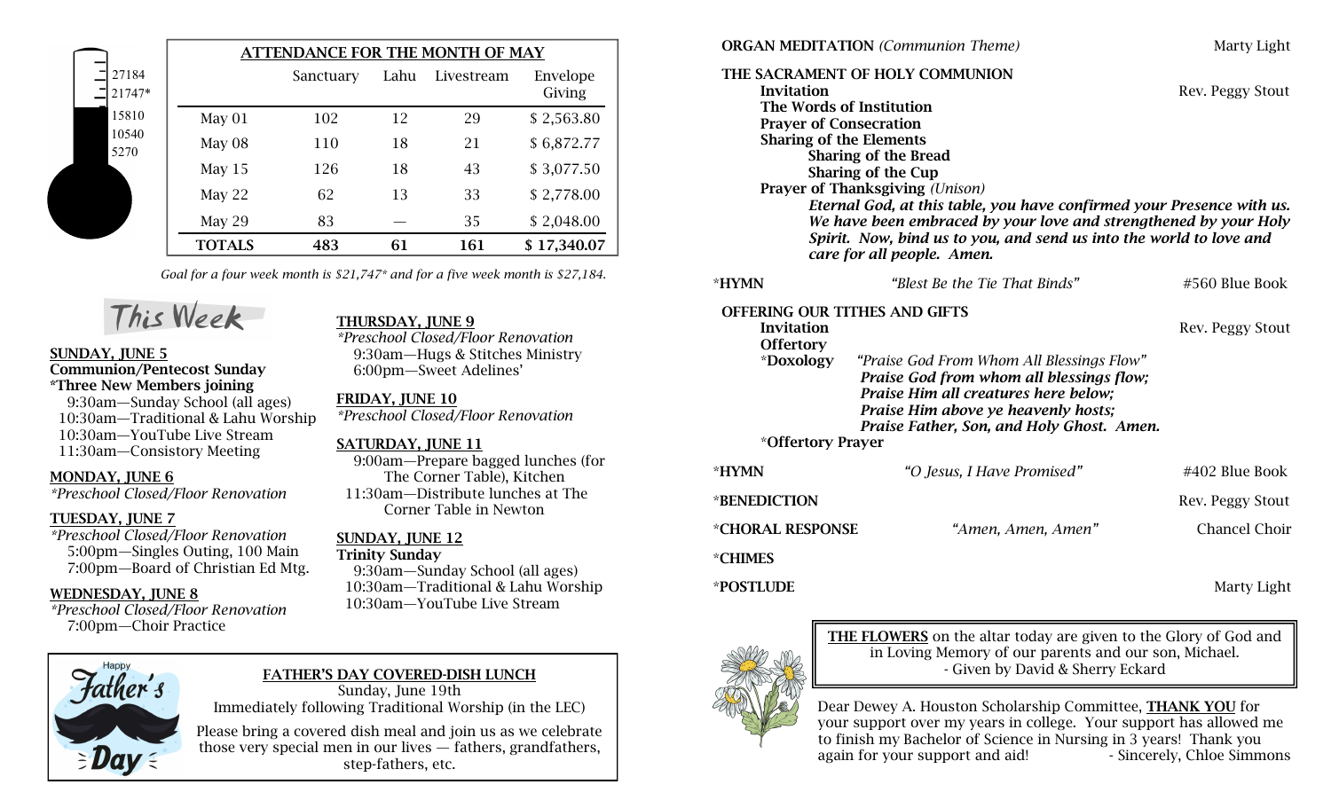27184
21747*
15810
10540
5270

| ATTENDANCE FOR THE MONTH OF MAY | Sanctuary | Lahu | Livestream | Envelope Giving |
|---|---|---|---|---|
| May 01 | 102 | 12 | 29 | $ 2,563.80 |
| May 08 | 110 | 18 | 21 | $ 6,872.77 |
| May 15 | 126 | 18 | 43 | $ 3,077.50 |
| May 22 | 62 | 13 | 33 | $ 2,778.00 |
| May 29 | 83 | — | 35 | $ 2,048.00 |
| **TOTALS** | **483** | **61** | **161** | **$ 17,340.07** |

*Goal for a four week month is $21,747* and for a five week month is $27,184.*

## This Week

**SUNDAY, JUNE 5**
**Communion/Pentecost Sunday**
**\*Three New Members joining**
9:30am—Sunday School (all ages)
10:30am—Traditional & Lahu Worship
10:30am—YouTube Live Stream
11:30am—Consistory Meeting

**MONDAY, JUNE 6**
*\*Preschool Closed/Floor Renovation*

**TUESDAY, JUNE 7**
*\*Preschool Closed/Floor Renovation*
5:00pm—Singles Outing, 100 Main
7:00pm—Board of Christian Ed Mtg.

**WEDNESDAY, JUNE 8**
*\*Preschool Closed/Floor Renovation*
7:00pm—Choir Practice

**THURSDAY, JUNE 9**
*\*Preschool Closed/Floor Renovation*
9:30am—Hugs & Stitches Ministry
6:00pm—Sweet Adelines'

**FRIDAY, JUNE 10**
*\*Preschool Closed/Floor Renovation*

**SATURDAY, JUNE 11**
9:00am—Prepare bagged lunches (for The Corner Table), Kitchen
11:30am—Distribute lunches at The Corner Table in Newton

**SUNDAY, JUNE 12**
**Trinity Sunday**
9:30am—Sunday School (all ages)
10:30am—Traditional & Lahu Worship
10:30am—YouTube Live Stream

Happy Father's Day

**FATHER'S DAY COVERED-DISH LUNCH**
Sunday, June 19th
Immediately following Traditional Worship (in the LEC)

Please bring a covered dish meal and join us as we celebrate those very special men in our lives — fathers, grandfathers, step-fathers, etc.

**ORGAN MEDITATION** *(Communion Theme)* — Marty Light

**THE SACRAMENT OF HOLY COMMUNION**
- **Invitation** — Rev. Peggy Stout
- **The Words of Institution**
- **Prayer of Consecration**
- **Sharing of the Elements**
  - **Sharing of the Bread**
  - **Sharing of the Cup**
- **Prayer of Thanksgiving** *(Unison)*

***Eternal God, at this table, you have confirmed your Presence with us. We have been embraced by your love and strengthened by your Holy Spirit. Now, bind us to you, and send us into the world to love and care for all people. Amen.***

**\*HYMN** *"Blest Be the Tie That Binds"* #560 Blue Book

**OFFERING OUR TITHES AND GIFTS**
- **Invitation** — Rev. Peggy Stout
- **Offertory**
- \***Doxology** *"Praise God From Whom All Blessings Flow"*

***Praise God from whom all blessings flow;***
***Praise Him all creatures here below;***
***Praise Him above ye heavenly hosts;***
***Praise Father, Son, and Holy Ghost. Amen.***

- **\*Offertory Prayer**

**\*HYMN** *"O Jesus, I Have Promised"* #402 Blue Book

**\*BENEDICTION** — Rev. Peggy Stout

**\*CHORAL RESPONSE** *"Amen, Amen, Amen"* — Chancel Choir

**\*CHIMES**

**\*POSTLUDE** — Marty Light

**THE FLOWERS** on the altar today are given to the Glory of God and in Loving Memory of our parents and our son, Michael.
- Given by David & Sherry Eckard

Dear Dewey A. Houston Scholarship Committee, **THANK YOU** for your support over my years in college. Your support has allowed me to finish my Bachelor of Science in Nursing in 3 years! Thank you again for your support and aid! - Sincerely, Chloe Simmons